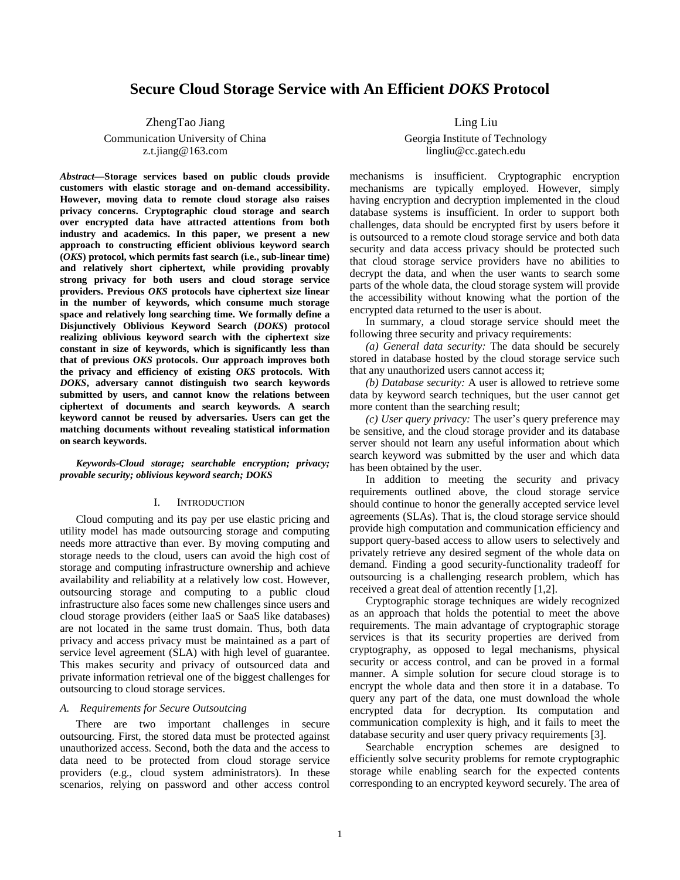# Secure Cloud Storage Service with An Efficient *DOKS* Protocol

ZhengTao Jiang
Communication University of China
z.t.jiang@163.com

Ling Liu
Georgia Institute of Technology
lingliu@cc.gatech.edu

***Abstract*—Storage services based on public clouds provide customers with elastic storage and on-demand accessibility. However, moving data to remote cloud storage also raises privacy concerns. Cryptographic cloud storage and search over encrypted data have attracted attentions from both industry and academics. In this paper, we present a new approach to constructing efficient oblivious keyword search (*OKS*) protocol, which permits fast search (i.e., sub-linear time) and relatively short ciphertext, while providing provably strong privacy for both users and cloud storage service providers. Previous *OKS* protocols have ciphertext size linear in the number of keywords, which consume much storage space and relatively long searching time. We formally define a Disjunctively Oblivious Keyword Search (*DOKS*) protocol realizing oblivious keyword search with the ciphertext size constant in size of keywords, which is significantly less than that of previous *OKS* protocols. Our approach improves both the privacy and efficiency of existing *OKS* protocols. With *DOKS*, adversary cannot distinguish two search keywords submitted by users, and cannot know the relations between ciphertext of documents and search keywords. A search keyword cannot be reused by adversaries. Users can get the matching documents without revealing statistical information on search keywords.**

***Keywords-Cloud storage; searchable encryption; privacy; provable security; oblivious keyword search; DOKS***

## I. Introduction

Cloud computing and its pay per use elastic pricing and utility model has made outsourcing storage and computing needs more attractive than ever. By moving computing and storage needs to the cloud, users can avoid the high cost of storage and computing infrastructure ownership and achieve availability and reliability at a relatively low cost. However, outsourcing storage and computing to a public cloud infrastructure also faces some new challenges since users and cloud storage providers (either IaaS or SaaS like databases) are not located in the same trust domain. Thus, both data privacy and access privacy must be maintained as a part of service level agreement (SLA) with high level of guarantee. This makes security and privacy of outsourced data and private information retrieval one of the biggest challenges for outsourcing to cloud storage services.

### A. Requirements for Secure Outsoutcing

There are two important challenges in secure outsourcing. First, the stored data must be protected against unauthorized access. Second, both the data and the access to data need to be protected from cloud storage service providers (e.g., cloud system administrators). In these scenarios, relying on password and other access control mechanisms is insufficient. Cryptographic encryption mechanisms are typically employed. However, simply having encryption and decryption implemented in the cloud database systems is insufficient. In order to support both challenges, data should be encrypted first by users before it is outsourced to a remote cloud storage service and both data security and data access privacy should be protected such that cloud storage service providers have no abilities to decrypt the data, and when the user wants to search some parts of the whole data, the cloud storage system will provide the accessibility without knowing what the portion of the encrypted data returned to the user is about.

In summary, a cloud storage service should meet the following three security and privacy requirements:

*(a) General data security:* The data should be securely stored in database hosted by the cloud storage service such that any unauthorized users cannot access it;

*(b) Database security:* A user is allowed to retrieve some data by keyword search techniques, but the user cannot get more content than the searching result;

*(c) User query privacy:* The user's query preference may be sensitive, and the cloud storage provider and its database server should not learn any useful information about which search keyword was submitted by the user and which data has been obtained by the user.

In addition to meeting the security and privacy requirements outlined above, the cloud storage service should continue to honor the generally accepted service level agreements (SLAs). That is, the cloud storage service should provide high computation and communication efficiency and support query-based access to allow users to selectively and privately retrieve any desired segment of the whole data on demand. Finding a good security-functionality tradeoff for outsourcing is a challenging research problem, which has received a great deal of attention recently [1,2].

Cryptographic storage techniques are widely recognized as an approach that holds the potential to meet the above requirements. The main advantage of cryptographic storage services is that its security properties are derived from cryptography, as opposed to legal mechanisms, physical security or access control, and can be proved in a formal manner. A simple solution for secure cloud storage is to encrypt the whole data and then store it in a database. To query any part of the data, one must download the whole encrypted data for decryption. Its computation and communication complexity is high, and it fails to meet the database security and user query privacy requirements [3].

Searchable encryption schemes are designed to efficiently solve security problems for remote cryptographic storage while enabling search for the expected contents corresponding to an encrypted keyword securely. The area of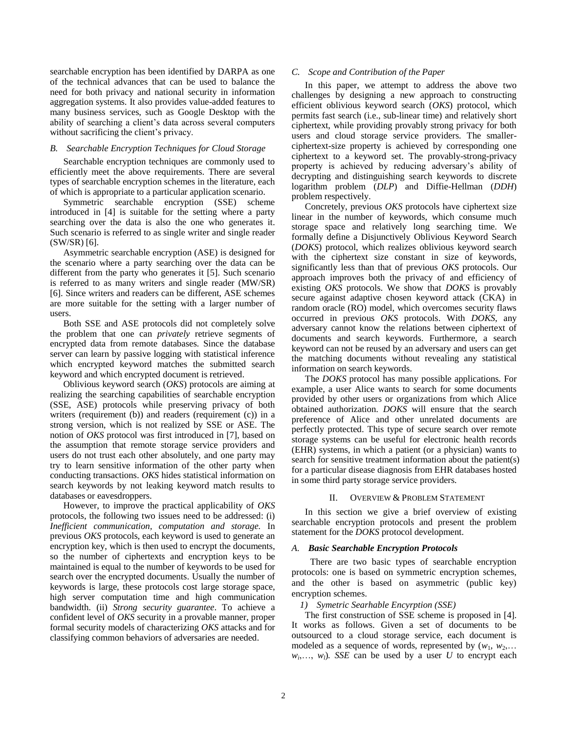searchable encryption has been identified by DARPA as one of the technical advances that can be used to balance the need for both privacy and national security in information aggregation systems. It also provides value-added features to many business services, such as Google Desktop with the ability of searching a client's data across several computers without sacrificing the client's privacy.

### *B. Searchable Encryption Techniques for Cloud Storage*

Searchable encryption techniques are commonly used to efficiently meet the above requirements. There are several types of searchable encryption schemes in the literature, each of which is appropriate to a particular application scenario.

Symmetric searchable encryption (SSE) scheme introduced in [4] is suitable for the setting where a party searching over the data is also the one who generates it. Such scenario is referred to as single writer and single reader (SW/SR) [6].

Asymmetric searchable encryption (ASE) is designed for the scenario where a party searching over the data can be different from the party who generates it [5]. Such scenario is referred to as many writers and single reader (MW/SR) [6]. Since writers and readers can be different, ASE schemes are more suitable for the setting with a larger number of users.

Both SSE and ASE protocols did not completely solve the problem that one can *privately* retrieve segments of encrypted data from remote databases. Since the database server can learn by passive logging with statistical inference which encrypted keyword matches the submitted search keyword and which encrypted document is retrieved.

Oblivious keyword search (*OKS*) protocols are aiming at realizing the searching capabilities of searchable encryption (SSE, ASE) protocols while preserving privacy of both writers (requirement (b)) and readers (requirement (c)) in a strong version, which is not realized by SSE or ASE. The notion of *OKS* protocol was first introduced in [7], based on the assumption that remote storage service providers and users do not trust each other absolutely, and one party may try to learn sensitive information of the other party when conducting transactions. *OKS* hides statistical information on search keywords by not leaking keyword match results to databases or eavesdroppers.

However, to improve the practical applicability of *OKS* protocols, the following two issues need to be addressed: (i) *Inefficient communication, computation and storage.* In previous *OKS* protocols, each keyword is used to generate an encryption key, which is then used to encrypt the documents, so the number of ciphertexts and encryption keys to be maintained is equal to the number of keywords to be used for search over the encrypted documents. Usually the number of keywords is large, these protocols cost large storage space, high server computation time and high communication bandwidth. (ii) *Strong security guarantee*. To achieve a confident level of *OKS* security in a provable manner, proper formal security models of characterizing *OKS* attacks and for classifying common behaviors of adversaries are needed.

### *C. Scope and Contribution of the Paper*

In this paper, we attempt to address the above two challenges by designing a new approach to constructing efficient oblivious keyword search (*OKS*) protocol, which permits fast search (i.e., sub-linear time) and relatively short ciphertext, while providing provably strong privacy for both users and cloud storage service providers. The smaller-ciphertext-size property is achieved by corresponding one ciphertext to a keyword set. The provably-strong-privacy property is achieved by reducing adversary's ability of decrypting and distinguishing search keywords to discrete logarithm problem (*DLP*) and Diffie-Hellman (*DDH*) problem respectively.

Concretely, previous *OKS* protocols have ciphertext size linear in the number of keywords, which consume much storage space and relatively long searching time. We formally define a Disjunctively Oblivious Keyword Search (*DOKS*) protocol, which realizes oblivious keyword search with the ciphertext size constant in size of keywords, significantly less than that of previous *OKS* protocols. Our approach improves both the privacy of and efficiency of existing *OKS* protocols. We show that *DOKS* is provably secure against adaptive chosen keyword attack (CKA) in random oracle (RO) model, which overcomes security flaws occurred in previous *OKS* protocols. With *DOKS*, any adversary cannot know the relations between ciphertext of documents and search keywords. Furthermore, a search keyword can not be reused by an adversary and users can get the matching documents without revealing any statistical information on search keywords.

The *DOKS* protocol has many possible applications. For example, a user Alice wants to search for some documents provided by other users or organizations from which Alice obtained authorization. *DOKS* will ensure that the search preference of Alice and other unrelated documents are perfectly protected. This type of secure search over remote storage systems can be useful for electronic health records (EHR) systems, in which a patient (or a physician) wants to search for sensitive treatment information about the patient(s) for a particular disease diagnosis from EHR databases hosted in some third party storage service providers.

## II. Overview & Problem Statement

In this section we give a brief overview of existing searchable encryption protocols and present the problem statement for the *DOKS* protocol development.

### ***A. Basic Searchable Encryption Protocols***

There are two basic types of searchable encryption protocols: one is based on symmetric encryption schemes, and the other is based on asymmetric (public key) encryption schemes.

#### *1) Symetric Searhable Encyrption (SSE)*

The first construction of SSE scheme is proposed in [4]. It works as follows. Given a set of documents to be outsourced to a cloud storage service, each document is modeled as a sequence of words, represented by $(w_1, w_2, \ldots w_i, \ldots, w_l)$. *SSE* can be used by a user *U* to encrypt each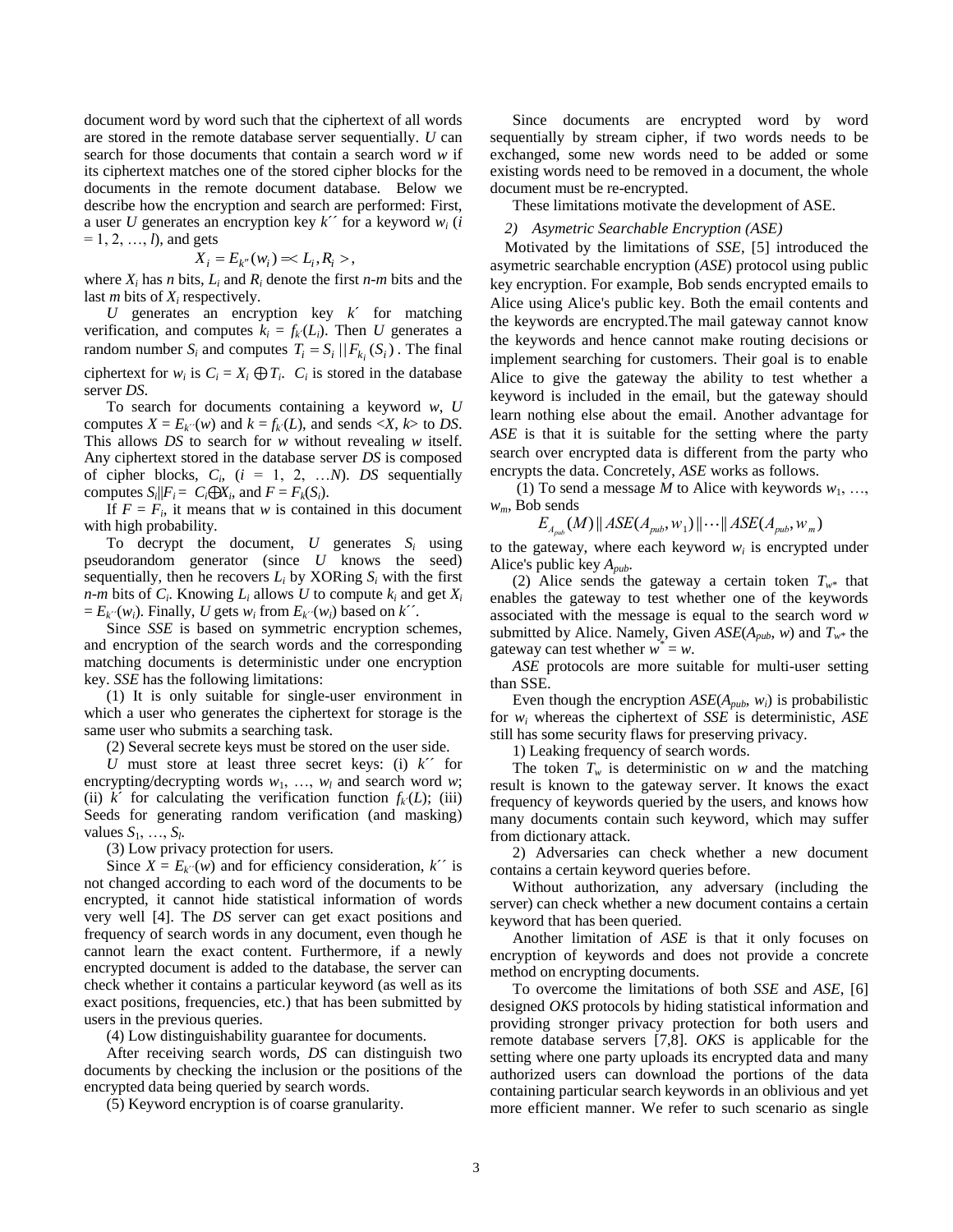document word by word such that the ciphertext of all words are stored in the remote database server sequentially. $U$ can search for those documents that contain a search word $w$ if its ciphertext matches one of the stored cipher blocks for the documents in the remote document database. Below we describe how the encryption and search are performed: First, a user $U$ generates an encryption key $k''$ for a keyword $w_i$ ($i = 1, 2, \ldots, l$), and gets

$$X_i = E_{k''}(w_i) = < L_i, R_i >,$$

where $X_i$ has $n$ bits, $L_i$ and $R_i$ denote the first $n$-$m$ bits and the last $m$ bits of $X_i$ respectively.

$U$ generates an encryption key $k'$ for matching verification, and computes $k_i = f_{k'}(L_i)$. Then $U$ generates a random number $S_i$ and computes $T_i = S_i \,||\, F_{k_i}(S_i)$. The final ciphertext for $w_i$ is $C_i = X_i \oplus T_i$. $C_i$ is stored in the database server $DS$.

To search for documents containing a keyword $w$, $U$ computes $X = E_{k''}(w)$ and $k = f_{k'}(L)$, and sends <$X$, $k$> to $DS$. This allows $DS$ to search for $w$ without revealing $w$ itself. Any ciphertext stored in the database server $DS$ is composed of cipher blocks, $C_i$, ($i$ = 1, 2, …$N$). $DS$ sequentially computes $S_i||F_i = C_i \oplus X_i$, and $F = F_k(S_i)$.

If $F = F_i$, it means that $w$ is contained in this document with high probability.

To decrypt the document, $U$ generates $S_i$ using pseudorandom generator (since $U$ knows the seed) sequentially, then he recovers $L_i$ by XORing $S_i$ with the first $n$-$m$ bits of $C_i$. Knowing $L_i$ allows $U$ to compute $k_i$ and get $X_i = E_{k''}(w_i)$. Finally, $U$ gets $w_i$ from $E_{k''}(w_i)$ based on $k''$.

Since *SSE* is based on symmetric encryption schemes, and encryption of the search words and the corresponding matching documents is deterministic under one encryption key. *SSE* has the following limitations:

(1) It is only suitable for single-user environment in which a user who generates the ciphertext for storage is the same user who submits a searching task.

(2) Several secrete keys must be stored on the user side.

$U$ must store at least three secret keys: (i) $k''$ for encrypting/decrypting words $w_1$, …, $w_l$ and search word $w$; (ii) $k'$ for calculating the verification function $f_{k'}(L)$; (iii) Seeds for generating random verification (and masking) values $S_1$, …, $S_l$.

(3) Low privacy protection for users.

Since $X = E_{k''}(w)$ and for efficiency consideration, $k''$ is not changed according to each word of the documents to be encrypted, it cannot hide statistical information of words very well [4]. The $DS$ server can get exact positions and frequency of search words in any document, even though he cannot learn the exact content. Furthermore, if a newly encrypted document is added to the database, the server can check whether it contains a particular keyword (as well as its exact positions, frequencies, etc.) that has been submitted by users in the previous queries.

(4) Low distinguishability guarantee for documents.

After receiving search words, $DS$ can distinguish two documents by checking the inclusion or the positions of the encrypted data being queried by search words.

(5) Keyword encryption is of coarse granularity.

Since documents are encrypted word by word sequentially by stream cipher, if two words needs to be exchanged, some new words need to be added or some existing words need to be removed in a document, the whole document must be re-encrypted.

These limitations motivate the development of ASE.

*2) Asymetric Searchable Encryption (ASE)*

Motivated by the limitations of *SSE*, [5] introduced the asymetric searchable encryption (*ASE*) protocol using public key encryption. For example, Bob sends encrypted emails to Alice using Alice's public key. Both the email contents and the keywords are encrypted.The mail gateway cannot know the keywords and hence cannot make routing decisions or implement searching for customers. Their goal is to enable Alice to give the gateway the ability to test whether a keyword is included in the email, but the gateway should learn nothing else about the email. Another advantage for *ASE* is that it is suitable for the setting where the party search over encrypted data is different from the party who encrypts the data. Concretely, *ASE* works as follows.

(1) To send a message $M$ to Alice with keywords $w_1$, …, $w_m$, Bob sends

$$E_{A_{pub}}(M) \,||\, ASE(A_{pub}, w_1) \,||\cdots||\, ASE(A_{pub}, w_m)$$

to the gateway, where each keyword $w_i$ is encrypted under Alice's public key $A_{pub}$.

(2) Alice sends the gateway a certain token $T_{w^*}$ that enables the gateway to test whether one of the keywords associated with the message is equal to the search word $w$ submitted by Alice. Namely, Given $ASE(A_{pub}, w)$ and $T_{w^*}$ the gateway can test whether $w^* = w$.

*ASE* protocols are more suitable for multi-user setting than SSE.

Even though the encryption $ASE(A_{pub}, w_i)$ is probabilistic for $w_i$ whereas the ciphertext of *SSE* is deterministic, *ASE* still has some security flaws for preserving privacy.

1) Leaking frequency of search words.

The token $T_w$ is deterministic on $w$ and the matching result is known to the gateway server. It knows the exact frequency of keywords queried by the users, and knows how many documents contain such keyword, which may suffer from dictionary attack.

2) Adversaries can check whether a new document contains a certain keyword queries before.

Without authorization, any adversary (including the server) can check whether a new document contains a certain keyword that has been queried.

Another limitation of *ASE* is that it only focuses on encryption of keywords and does not provide a concrete method on encrypting documents.

To overcome the limitations of both *SSE* and *ASE*, [6] designed *OKS* protocols by hiding statistical information and providing stronger privacy protection for both users and remote database servers [7,8]. *OKS* is applicable for the setting where one party uploads its encrypted data and many authorized users can download the portions of the data containing particular search keywords in an oblivious and yet more efficient manner. We refer to such scenario as single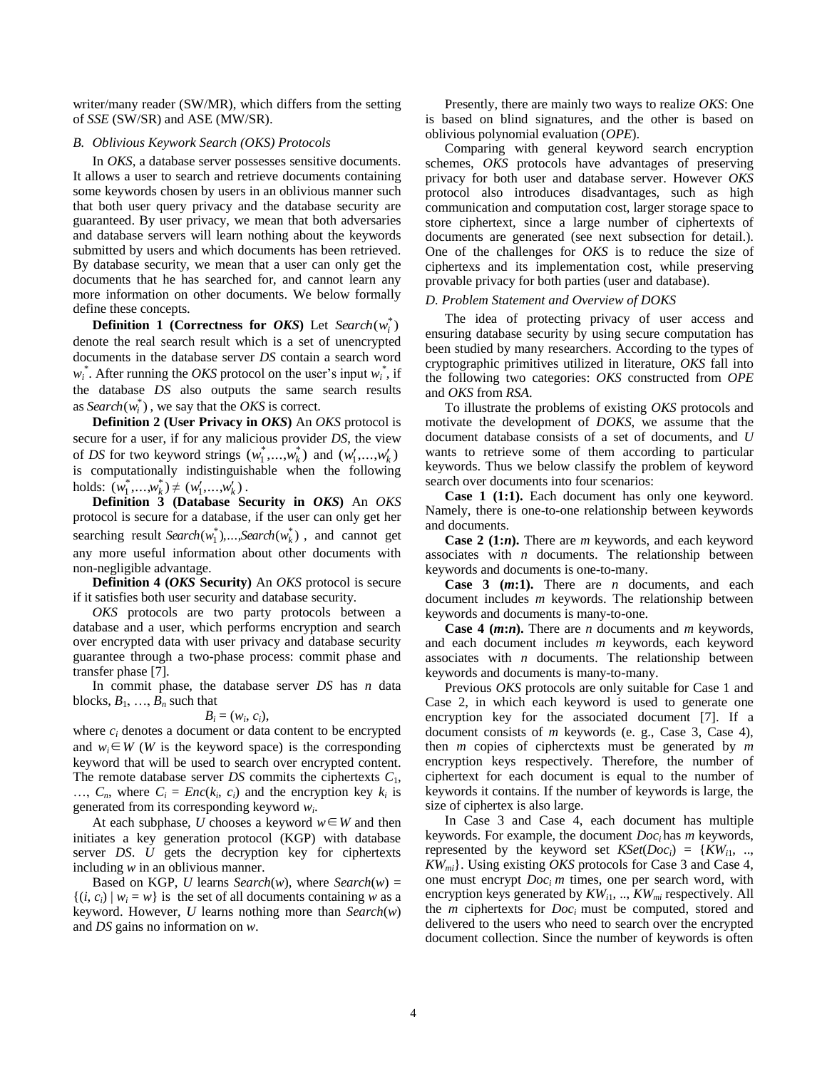writer/many reader (SW/MR), which differs from the setting of *SSE* (SW/SR) and ASE (MW/SR).

### *B. Oblivious Keywork Search (OKS) Protocols*

In *OKS*, a database server possesses sensitive documents. It allows a user to search and retrieve documents containing some keywords chosen by users in an oblivious manner such that both user query privacy and the database security are guaranteed. By user privacy, we mean that both adversaries and database servers will learn nothing about the keywords submitted by users and which documents has been retrieved. By database security, we mean that a user can only get the documents that he has searched for, and cannot learn any more information on other documents. We below formally define these concepts.

**Definition 1 (Correctness for *OKS*)** Let $Search(w_i^*)$ denote the real search result which is a set of unencrypted documents in the database server *DS* contain a search word $w_i^*$. After running the *OKS* protocol on the user's input $w_i^*$, if the database *DS* also outputs the same search results as $Search(w_i^*)$, we say that the *OKS* is correct.

**Definition 2 (User Privacy in *OKS*)** An *OKS* protocol is secure for a user, if for any malicious provider *DS*, the view of *DS* for two keyword strings $(w_1^*,\ldots,w_k^*)$ and $(w_1',\ldots,w_k')$ is computationally indistinguishable when the following holds: $(w_1^*,\ldots,w_k^*) \neq (w_1',\ldots,w_k')$.

**Definition 3 (Database Security in *OKS*)** An *OKS* protocol is secure for a database, if the user can only get her searching result $Search(w_1^*),\ldots,Search(w_k^*)$, and cannot get any more useful information about other documents with non-negligible advantage.

**Definition 4 (*OKS* Security)** An *OKS* protocol is secure if it satisfies both user security and database security.

*OKS* protocols are two party protocols between a database and a user, which performs encryption and search over encrypted data with user privacy and database security guarantee through a two-phase process: commit phase and transfer phase [7].

In commit phase, the database server *DS* has *n* data blocks, $B_1, \ldots, B_n$ such that

$$B_i = (w_i, c_i),$$

where $c_i$ denotes a document or data content to be encrypted and $w_i \in W$ (*W* is the keyword space) is the corresponding keyword that will be used to search over encrypted content. The remote database server *DS* commits the ciphertexts $C_1, \ldots, C_n$, where $C_i = Enc(k_i, c_i)$ and the encryption key $k_i$ is generated from its corresponding keyword $w_i$.

At each subphase, *U* chooses a keyword $w \in W$ and then initiates a key generation protocol (KGP) with database server *DS*. *U* gets the decryption key for ciphertexts including *w* in an oblivious manner.

Based on KGP, *U* learns $Search(w)$, where $Search(w) = \{(i, c_i) \mid w_i = w\}$ is the set of all documents containing *w* as a keyword. However, *U* learns nothing more than $Search(w)$ and *DS* gains no information on *w*.

Presently, there are mainly two ways to realize *OKS*: One is based on blind signatures, and the other is based on oblivious polynomial evaluation (*OPE*).

Comparing with general keyword search encryption schemes, *OKS* protocols have advantages of preserving privacy for both user and database server. However *OKS* protocol also introduces disadvantages, such as high communication and computation cost, larger storage space to store ciphertext, since a large number of ciphertexts of documents are generated (see next subsection for detail.). One of the challenges for *OKS* is to reduce the size of ciphertexs and its implementation cost, while preserving provable privacy for both parties (user and database).

### *D. Problem Statement and Overview of DOKS*

The idea of protecting privacy of user access and ensuring database security by using secure computation has been studied by many researchers. According to the types of cryptographic primitives utilized in literature, *OKS* fall into the following two categories: *OKS* constructed from *OPE* and *OKS* from *RSA*.

To illustrate the problems of existing *OKS* protocols and motivate the development of *DOKS*, we assume that the document database consists of a set of documents, and *U* wants to retrieve some of them according to particular keywords. Thus we below classify the problem of keyword search over documents into four scenarios:

**Case 1 (1:1).** Each document has only one keyword. Namely, there is one-to-one relationship between keywords and documents.

**Case 2 (1:*n*).** There are *m* keywords, and each keyword associates with *n* documents. The relationship between keywords and documents is one-to-many.

**Case 3 (*m*:1).** There are *n* documents, and each document includes *m* keywords. The relationship between keywords and documents is many-to-one.

**Case 4 (*m*:*n*).** There are *n* documents and *m* keywords, and each document includes *m* keywords, each keyword associates with *n* documents. The relationship between keywords and documents is many-to-many.

Previous *OKS* protocols are only suitable for Case 1 and Case 2, in which each keyword is used to generate one encryption key for the associated document [7]. If a document consists of *m* keywords (e. g., Case 3, Case 4), then *m* copies of cipherctexts must be generated by *m* encryption keys respectively. Therefore, the number of ciphertext for each document is equal to the number of keywords it contains. If the number of keywords is large, the size of ciphertex is also large.

In Case 3 and Case 4, each document has multiple keywords. For example, the document $Doc_i$ has *m* keywords, represented by the keyword set $KSet(Doc_i) = \{KW_{i1}, .., KW_{mi}\}$. Using existing *OKS* protocols for Case 3 and Case 4, one must encrypt $Doc_i$ *m* times, one per search word, with encryption keys generated by $KW_{i1}, .., KW_{mi}$ respectively. All the *m* ciphertexts for $Doc_i$ must be computed, stored and delivered to the users who need to search over the encrypted document collection. Since the number of keywords is often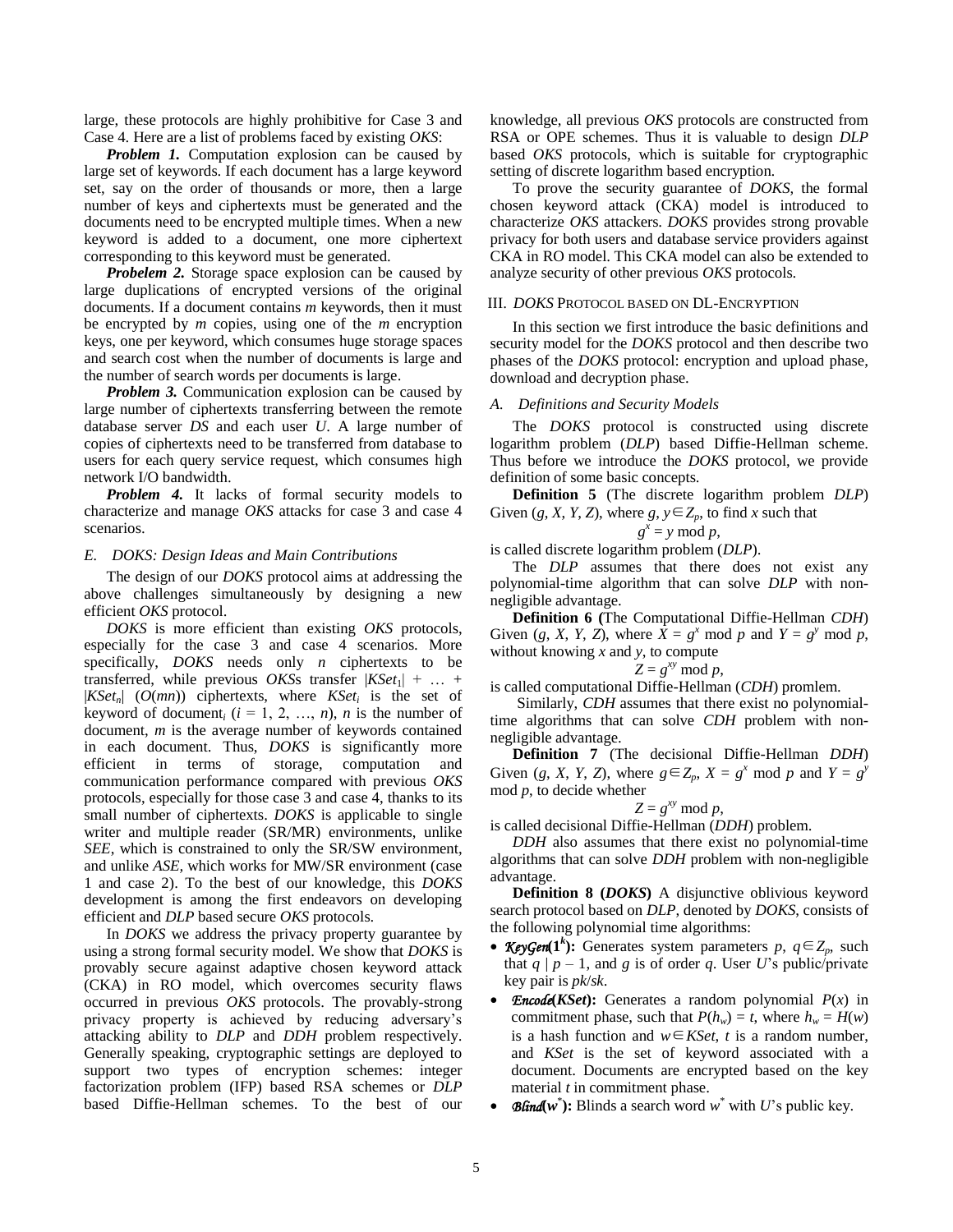large, these protocols are highly prohibitive for Case 3 and Case 4. Here are a list of problems faced by existing *OKS*:

***Problem 1.*** Computation explosion can be caused by large set of keywords. If each document has a large keyword set, say on the order of thousands or more, then a large number of keys and ciphertexts must be generated and the documents need to be encrypted multiple times. When a new keyword is added to a document, one more ciphertext corresponding to this keyword must be generated.

***Probelem 2.*** Storage space explosion can be caused by large duplications of encrypted versions of the original documents. If a document contains *m* keywords, then it must be encrypted by *m* copies, using one of the *m* encryption keys, one per keyword, which consumes huge storage spaces and search cost when the number of documents is large and the number of search words per documents is large.

***Problem 3.*** Communication explosion can be caused by large number of ciphertexts transferring between the remote database server *DS* and each user *U*. A large number of copies of ciphertexts need to be transferred from database to users for each query service request, which consumes high network I/O bandwidth.

***Problem 4.*** It lacks of formal security models to characterize and manage *OKS* attacks for case 3 and case 4 scenarios.

### *E. DOKS: Design Ideas and Main Contributions*

The design of our *DOKS* protocol aims at addressing the above challenges simultaneously by designing a new efficient *OKS* protocol.

*DOKS* is more efficient than existing *OKS* protocols, especially for the case 3 and case 4 scenarios. More specifically, *DOKS* needs only *n* ciphertexts to be transferred, while previous *OKS*s transfer $|KSet_1| + \ldots + |KSet_n|$ ($O(mn)$) ciphertexts, where $KSet_i$ is the set of keyword of document$_i$ ($i = 1, 2, \ldots, n$), *n* is the number of document, *m* is the average number of keywords contained in each document. Thus, *DOKS* is significantly more efficient in terms of storage, computation and communication performance compared with previous *OKS* protocols, especially for those case 3 and case 4, thanks to its small number of ciphertexts. *DOKS* is applicable to single writer and multiple reader (SR/MR) environments, unlike *SEE*, which is constrained to only the SR/SW environment, and unlike *ASE*, which works for MW/SR environment (case 1 and case 2). To the best of our knowledge, this *DOKS* development is among the first endeavors on developing efficient and *DLP* based secure *OKS* protocols.

In *DOKS* we address the privacy property guarantee by using a strong formal security model. We show that *DOKS* is provably secure against adaptive chosen keyword attack (CKA) in RO model, which overcomes security flaws occurred in previous *OKS* protocols. The provably-strong privacy property is achieved by reducing adversary's attacking ability to *DLP* and *DDH* problem respectively. Generally speaking, cryptographic settings are deployed to support two types of encryption schemes: integer factorization problem (IFP) based RSA schemes or *DLP* based Diffie-Hellman schemes. To the best of our knowledge, all previous *OKS* protocols are constructed from RSA or OPE schemes. Thus it is valuable to design *DLP* based *OKS* protocols, which is suitable for cryptographic setting of discrete logarithm based encryption.

To prove the security guarantee of *DOKS*, the formal chosen keyword attack (CKA) model is introduced to characterize *OKS* attackers. *DOKS* provides strong provable privacy for both users and database service providers against CKA in RO model. This CKA model can also be extended to analyze security of other previous *OKS* protocols.

## III. *DOKS* PROTOCOL BASED ON DL-ENCRYPTION

In this section we first introduce the basic definitions and security model for the *DOKS* protocol and then describe two phases of the *DOKS* protocol: encryption and upload phase, download and decryption phase.

### *A. Definitions and Security Models*

The *DOKS* protocol is constructed using discrete logarithm problem (*DLP*) based Diffie-Hellman scheme. Thus before we introduce the *DOKS* protocol, we provide definition of some basic concepts.

**Definition 5** (The discrete logarithm problem *DLP*) Given $(g, X, Y, Z)$, where $g, y \in Z_p$, to find *x* such that

$$g^x = y \bmod p,$$

is called discrete logarithm problem (*DLP*).

The *DLP* assumes that there does not exist any polynomial-time algorithm that can solve *DLP* with non-negligible advantage.

**Definition 6 (**The Computational Diffie-Hellman *CDH*) Given $(g, X, Y, Z)$, where $X = g^x \bmod p$ and $Y = g^y \bmod p$, without knowing *x* and *y*, to compute

$$Z = g^{xy} \bmod p,$$

is called computational Diffie-Hellman (*CDH*) promlem.

Similarly, *CDH* assumes that there exist no polynomial-time algorithms that can solve *CDH* problem with non-negligible advantage.

**Definition 7** (The decisional Diffie-Hellman *DDH*) Given $(g, X, Y, Z)$, where $g \in Z_p$, $X = g^x \bmod p$ and $Y = g^y \bmod p$, to decide whether

$$Z = g^{xy} \bmod p,$$

is called decisional Diffie-Hellman (*DDH*) problem.

*DDH* also assumes that there exist no polynomial-time algorithms that can solve *DDH* problem with non-negligible advantage.

**Definition 8 (*DOKS*)** A disjunctive oblivious keyword search protocol based on *DLP*, denoted by *DOKS*, consists of the following polynomial time algorithms:

- ***KeyGen*($1^k$):** Generates system parameters $p, q \in Z_p$, such that $q \mid p - 1$, and *g* is of order *q*. User *U*'s public/private key pair is *pk*/*sk*.
- ***Encode*(*KSet*):** Generates a random polynomial $P(x)$ in commitment phase, such that $P(h_w) = t$, where $h_w = H(w)$ is a hash function and $w \in KSet$, *t* is a random number, and *KSet* is the set of keyword associated with a document. Documents are encrypted based on the key material *t* in commitment phase.
- ***Blind*($w^*$):** Blinds a search word $w^*$ with *U*'s public key.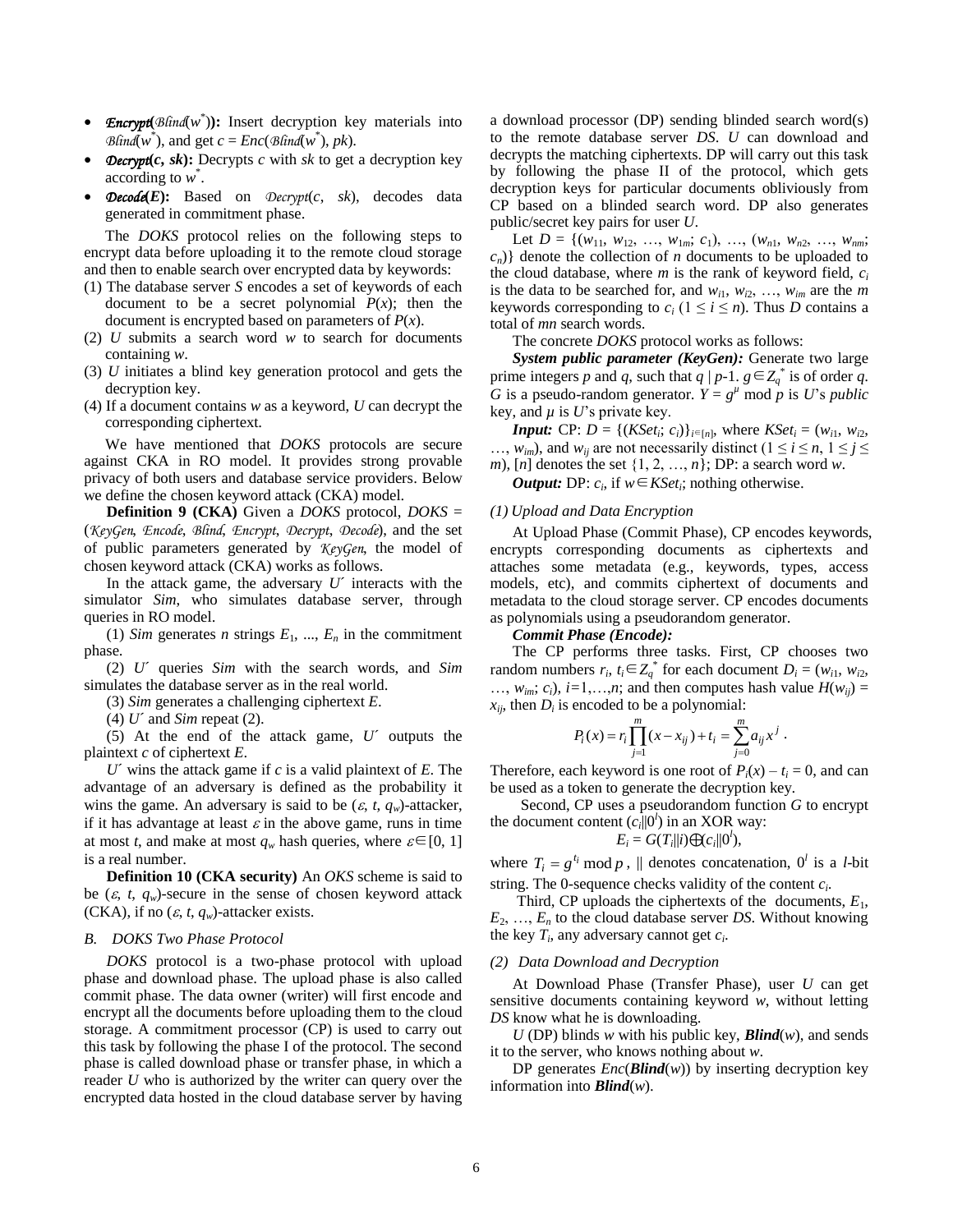- ***Encrypt***(*Blind*($w^*$))**:** Insert decryption key materials into *Blind*($w^*$), and get $c = Enc(Blind(w^*), pk)$.
- ***Decrypt***(***c***, ***sk***)**:** Decrypts *c* with *sk* to get a decryption key according to $w^*$.
- ***Decode***(***E***)**:** Based on *Decrypt*(*c*, *sk*), decodes data generated in commitment phase.

The *DOKS* protocol relies on the following steps to encrypt data before uploading it to the remote cloud storage and then to enable search over encrypted data by keywords:

(1) The database server *S* encodes a set of keywords of each document to be a secret polynomial $P(x)$; then the document is encrypted based on parameters of $P(x)$.
(2) *U* submits a search word *w* to search for documents containing *w*.
(3) *U* initiates a blind key generation protocol and gets the decryption key.
(4) If a document contains *w* as a keyword, *U* can decrypt the corresponding ciphertext.

We have mentioned that *DOKS* protocols are secure against CKA in RO model. It provides strong provable privacy of both users and database service providers. Below we define the chosen keyword attack (CKA) model.

**Definition 9 (CKA)** Given a *DOKS* protocol, *DOKS* = (*KeyGen*, *Encode*, *Blind*, *Encrypt*, *Decrypt*, *Decode*), and the set of public parameters generated by *KeyGen*, the model of chosen keyword attack (CKA) works as follows.

In the attack game, the adversary *U´* interacts with the simulator *Sim*, who simulates database server, through queries in RO model.

(1) *Sim* generates *n* strings $E_1$, ..., $E_n$ in the commitment phase.

(2) *U´* queries *Sim* with the search words, and *Sim* simulates the database server as in the real world.

(3) *Sim* generates a challenging ciphertext *E*.

(4) *U´* and *Sim* repeat (2).

(5) At the end of the attack game, *U´* outputs the plaintext *c* of ciphertext *E*.

*U´* wins the attack game if *c* is a valid plaintext of *E*. The advantage of an adversary is defined as the probability it wins the game. An adversary is said to be ($\varepsilon$, *t*, $q_w$)-attacker, if it has advantage at least $\varepsilon$ in the above game, runs in time at most *t*, and make at most $q_w$ hash queries, where $\varepsilon \in [0, 1]$ is a real number.

**Definition 10 (CKA security)** An *OKS* scheme is said to be ($\varepsilon$, *t*, $q_w$)-secure in the sense of chosen keyword attack (CKA), if no ($\varepsilon$, *t*, $q_w$)-attacker exists.

### *B. DOKS Two Phase Protocol*

*DOKS* protocol is a two-phase protocol with upload phase and download phase. The upload phase is also called commit phase. The data owner (writer) will first encode and encrypt all the documents before uploading them to the cloud storage. A commitment processor (CP) is used to carry out this task by following the phase I of the protocol. The second phase is called download phase or transfer phase, in which a reader *U* who is authorized by the writer can query over the encrypted data hosted in the cloud database server by having a download processor (DP) sending blinded search word(s) to the remote database server *DS*. *U* can download and decrypts the matching ciphertexts. DP will carry out this task by following the phase II of the protocol, which gets decryption keys for particular documents obliviously from CP based on a blinded search word. DP also generates public/secret key pairs for user *U*.

Let $D = \{(w_{11}, w_{12}, \ldots, w_{1m}; c_1), \ldots, (w_{n1}, w_{n2}, \ldots, w_{nm}; c_n)\}$ denote the collection of *n* documents to be uploaded to the cloud database, where *m* is the rank of keyword field, $c_i$ is the data to be searched for, and $w_{i1}, w_{i2}, \ldots, w_{im}$ are the *m* keywords corresponding to $c_i$ ($1 \le i \le n$). Thus *D* contains a total of *mn* search words.

The concrete *DOKS* protocol works as follows:

***System public parameter (KeyGen):*** Generate two large prime integers *p* and *q*, such that $q \mid p\text{-}1$. $g \in Z_q^*$ is of order *q*. *G* is a pseudo-random generator. $Y = g^{\mu} \bmod p$ is *U*'s *public* key, and $\mu$ is *U*'s private key.

***Input:*** CP: $D = \{(KSet_i; c_i)\}_{i\in[n]}$, where $KSet_i = (w_{i1}, w_{i2}, \ldots, w_{im})$, and $w_{ij}$ are not necessarily distinct ($1 \le i \le n$, $1 \le j \le m$), $[n]$ denotes the set $\{1, 2, \ldots, n\}$; DP: a search word *w*.

***Output:*** DP: $c_i$, if $w \in KSet_i$; nothing otherwise.

#### *(1) Upload and Data Encryption*

At Upload Phase (Commit Phase), CP encodes keywords, encrypts corresponding documents as ciphertexts and attaches some metadata (e.g., keywords, types, access models, etc), and commits ciphertext of documents and metadata to the cloud storage server. CP encodes documents as polynomials using a pseudorandom generator.

***Commit Phase (Encode):***

The CP performs three tasks. First, CP chooses two random numbers $r_i, t_i \in Z_q^*$ for each document $D_i = (w_{i1}, w_{i2}, \ldots, w_{im}; c_i)$, $i=1,\ldots,n$; and then computes hash value $H(w_{ij}) = x_{ij}$, then $D_i$ is encoded to be a polynomial:

$$P_i(x) = r_i \prod_{j=1}^{m}(x - x_{ij}) + t_i = \sum_{j=0}^{m} a_{ij} x^j \ .$$

Therefore, each keyword is one root of $P_i(x) - t_i = 0$, and can be used as a token to generate the decryption key.

Second, CP uses a pseudorandom function *G* to encrypt the document content $(c_i \| 0^l)$ in an XOR way:

$$E_i = G(T_i \| i) \oplus (c_i \| 0^l),$$

where $T_i = g^{t_i} \bmod p$, $\|$ denotes concatenation, $0^l$ is a *l*-bit string. The 0-sequence checks validity of the content $c_i$.

Third, CP uploads the ciphertexts of the documents, $E_1$, $E_2$, …, $E_n$ to the cloud database server *DS*. Without knowing the key $T_i$, any adversary cannot get $c_i$.

#### *(2) Data Download and Decryption*

At Download Phase (Transfer Phase), user *U* can get sensitive documents containing keyword *w*, without letting *DS* know what he is downloading.

*U* (DP) blinds *w* with his public key, ***Blind***(*w*), and sends it to the server, who knows nothing about *w*.

DP generates *Enc*(***Blind***(*w*)) by inserting decryption key information into ***Blind***(*w*).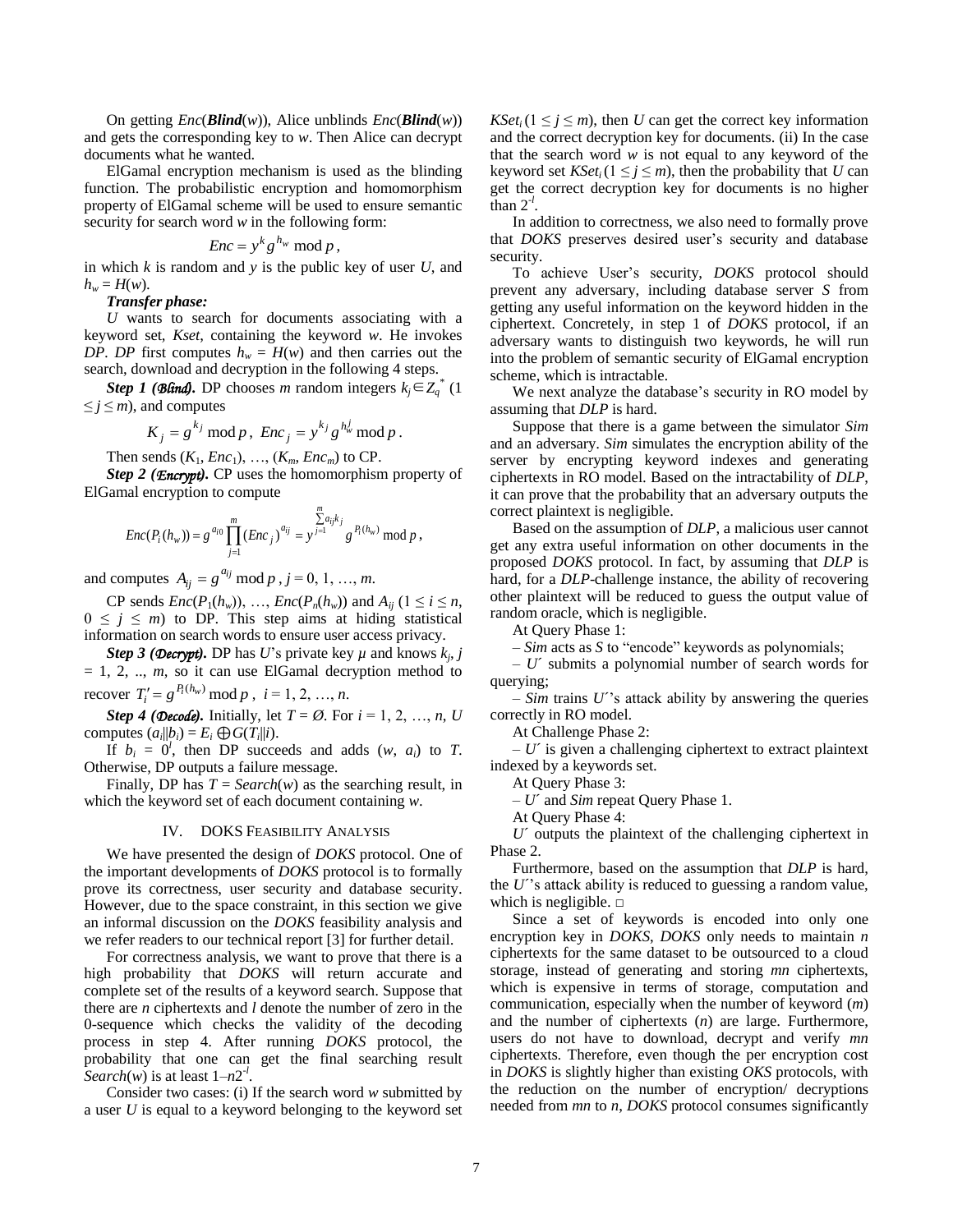On getting $Enc(\textbf{Blind}(w))$, Alice unblinds $Enc(\textbf{Blind}(w))$ and gets the corresponding key to $w$. Then Alice can decrypt documents what he wanted.

ElGamal encryption mechanism is used as the blinding function. The probabilistic encryption and homomorphism property of ElGamal scheme will be used to ensure semantic security for search word $w$ in the following form:

$$Enc = y^k g^{h_w} \bmod p,$$

in which $k$ is random and $y$ is the public key of user $U$, and $h_w = H(w)$.

***Transfer phase:***

$U$ wants to search for documents associating with a keyword set, *Kset*, containing the keyword $w$. He invokes *DP*. *DP* first computes $h_w = H(w)$ and then carries out the search, download and decryption in the following 4 steps.

***Step 1 (Blind).*** DP chooses $m$ random integers $k_j \in Z_q^*$ $(1 \leq j \leq m)$, and computes

$$K_j = g^{k_j} \bmod p,\ Enc_j = y^{k_j} g^{h_w^j} \bmod p.$$

Then sends $(K_1, Enc_1)$, …, $(K_m, Enc_m)$ to CP.

***Step 2 (Encrypt).*** CP uses the homomorphism property of ElGamal encryption to compute

$$Enc(P_i(h_w)) = g^{a_{i0}} \prod_{j=1}^{m} (Enc_j)^{a_{ij}} = y^{\sum_{j=1}^{m} a_{ij} k_j} g^{P_i(h_w)} \bmod p,$$

and computes $A_{ij} = g^{a_{ij}} \bmod p$, $j = 0, 1, \ldots, m$.

CP sends $Enc(P_1(h_w))$, …, $Enc(P_n(h_w))$ and $A_{ij}$ $(1 \leq i \leq n,\ 0 \leq j \leq m)$ to DP. This step aims at hiding statistical information on search words to ensure user access privacy.

***Step 3 (Decrypt).*** DP has $U$'s private key $\mu$ and knows $k_j$, $j = 1, 2, .., m$, so it can use ElGamal decryption method to recover $T_i' = g^{P_i(h_w)} \bmod p$, $i = 1, 2, \ldots, n$.

***Step 4 (Decode).*** Initially, let $T = \varnothing$. For $i = 1, 2, \ldots, n$, $U$ computes $(a_i \| b_i) = E_i \oplus G(T_i \| i)$.

If $b_i = 0^l$, then DP succeeds and adds $(w, a_i)$ to $T$. Otherwise, DP outputs a failure message.

Finally, DP has $T = Search(w)$ as the searching result, in which the keyword set of each document containing $w$.

## IV. DOKS Feasibility Analysis

We have presented the design of *DOKS* protocol. One of the important developments of *DOKS* protocol is to formally prove its correctness, user security and database security. However, due to the space constraint, in this section we give an informal discussion on the *DOKS* feasibility analysis and we refer readers to our technical report [3] for further detail.

For correctness analysis, we want to prove that there is a high probability that *DOKS* will return accurate and complete set of the results of a keyword search. Suppose that there are $n$ ciphertexts and $l$ denote the number of zero in the 0-sequence which checks the validity of the decoding process in step 4. After running *DOKS* protocol, the probability that one can get the final searching result $Search(w)$ is at least $1 - n2^{-l}$.

Consider two cases: (i) If the search word $w$ submitted by a user $U$ is equal to a keyword belonging to the keyword set $KSet_i$ $(1 \leq j \leq m)$, then $U$ can get the correct key information and the correct decryption key for documents. (ii) In the case that the search word $w$ is not equal to any keyword of the keyword set $KSet_i$ $(1 \leq j \leq m)$, then the probability that $U$ can get the correct decryption key for documents is no higher than $2^{-l}$.

In addition to correctness, we also need to formally prove that *DOKS* preserves desired user's security and database security.

To achieve User's security, *DOKS* protocol should prevent any adversary, including database server $S$ from getting any useful information on the keyword hidden in the ciphertext. Concretely, in step 1 of *DOKS* protocol, if an adversary wants to distinguish two keywords, he will run into the problem of semantic security of ElGamal encryption scheme, which is intractable.

We next analyze the database's security in RO model by assuming that *DLP* is hard.

Suppose that there is a game between the simulator *Sim* and an adversary. *Sim* simulates the encryption ability of the server by encrypting keyword indexes and generating ciphertexts in RO model. Based on the intractability of *DLP*, it can prove that the probability that an adversary outputs the correct plaintext is negligible.

Based on the assumption of *DLP*, a malicious user cannot get any extra useful information on other documents in the proposed *DOKS* protocol. In fact, by assuming that *DLP* is hard, for a *DLP*-challenge instance, the ability of recovering other plaintext will be reduced to guess the output value of random oracle, which is negligible.

At Query Phase 1:

– *Sim* acts as *S* to "encode" keywords as polynomials;

– $U'$ submits a polynomial number of search words for querying;

– *Sim* trains $U'$'s attack ability by answering the queries correctly in RO model.

At Challenge Phase 2:

– $U'$ is given a challenging ciphertext to extract plaintext indexed by a keywords set.

At Query Phase 3:

– $U'$ and *Sim* repeat Query Phase 1.

At Query Phase 4:

$U'$ outputs the plaintext of the challenging ciphertext in Phase 2.

Furthermore, based on the assumption that *DLP* is hard, the $U'$'s attack ability is reduced to guessing a random value, which is negligible. □

Since a set of keywords is encoded into only one encryption key in *DOKS*, *DOKS* only needs to maintain $n$ ciphertexts for the same dataset to be outsourced to a cloud storage, instead of generating and storing $mn$ ciphertexts, which is expensive in terms of storage, computation and communication, especially when the number of keyword ($m$) and the number of ciphertexts ($n$) are large. Furthermore, users do not have to download, decrypt and verify $mn$ ciphertexts. Therefore, even though the per encryption cost in *DOKS* is slightly higher than existing *OKS* protocols, with the reduction on the number of encryption/ decryptions needed from $mn$ to $n$, *DOKS* protocol consumes significantly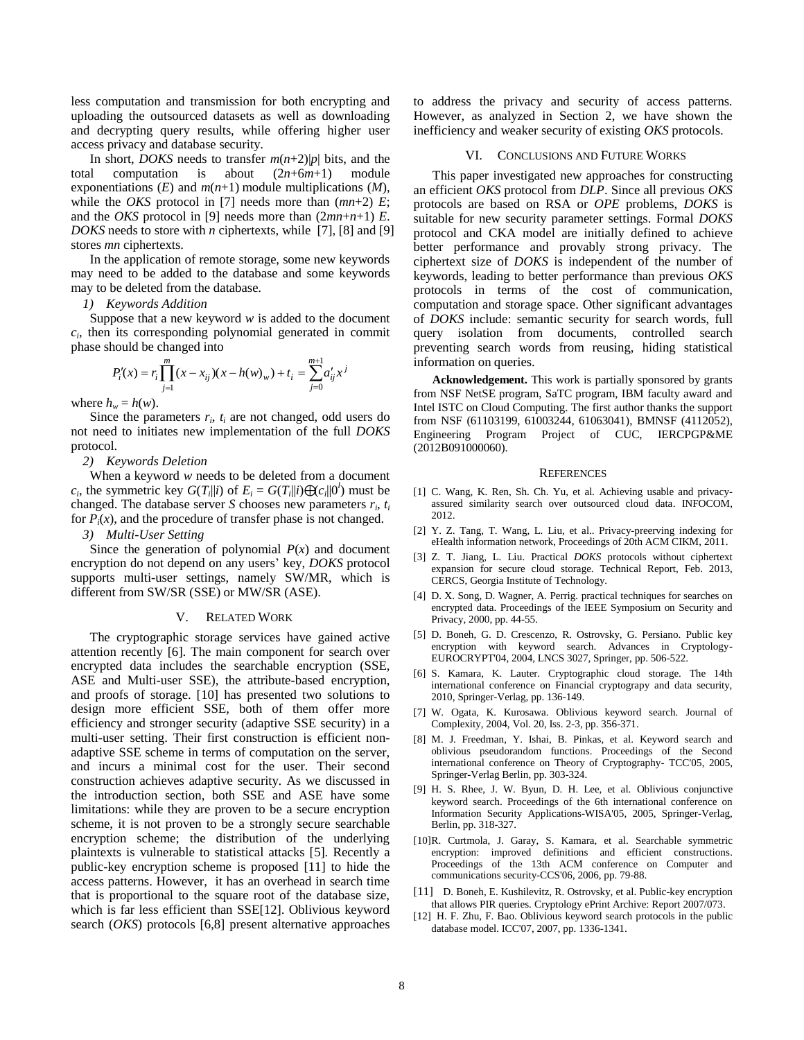less computation and transmission for both encrypting and uploading the outsourced datasets as well as downloading and decrypting query results, while offering higher user access privacy and database security.

In short, *DOKS* needs to transfer $m(n+2)|p|$ bits, and the total computation is about $(2n+6m+1)$ module exponentiations ($E$) and $m(n+1)$ module multiplications ($M$), while the *OKS* protocol in [7] needs more than $(mn+2)$ $E$; and the *OKS* protocol in [9] needs more than $(2mn+n+1)$ $E$. *DOKS* needs to store with $n$ ciphertexts, while [7], [8] and [9] stores $mn$ ciphertexts.

In the application of remote storage, some new keywords may need to be added to the database and some keywords may to be deleted from the database.

*1) Keywords Addition*

Suppose that a new keyword $w$ is added to the document $c_i$, then its corresponding polynomial generated in commit phase should be changed into

$$P_i'(x) = r_i \prod_{j=1}^{m} (x - x_{ij})(x - h(w)_w) + t_i = \sum_{j=0}^{m+1} a_{ij}' x^j$$

where $h_w = h(w)$.

Since the parameters $r_i$, $t_i$ are not changed, odd users do not need to initiates new implementation of the full *DOKS* protocol.

*2) Keywords Deletion*

When a keyword $w$ needs to be deleted from a document $c_i$, the symmetric key $G(T_i||i)$ of $E_i = G(T_i||i) \oplus (c_i||0^l)$ must be changed. The database server $S$ chooses new parameters $r_i$, $t_i$ for $P_i(x)$, and the procedure of transfer phase is not changed.

*3) Multi-User Setting*

Since the generation of polynomial $P(x)$ and document encryption do not depend on any users' key, *DOKS* protocol supports multi-user settings, namely SW/MR, which is different from SW/SR (SSE) or MW/SR (ASE).

## V. Related Work

The cryptographic storage services have gained active attention recently [6]. The main component for search over encrypted data includes the searchable encryption (SSE, ASE and Multi-user SSE), the attribute-based encryption, and proofs of storage. [10] has presented two solutions to design more efficient SSE, both of them offer more efficiency and stronger security (adaptive SSE security) in a multi-user setting. Their first construction is efficient non-adaptive SSE scheme in terms of computation on the server, and incurs a minimal cost for the user. Their second construction achieves adaptive security. As we discussed in the introduction section, both SSE and ASE have some limitations: while they are proven to be a secure encryption scheme, it is not proven to be a strongly secure searchable encryption scheme; the distribution of the underlying plaintexts is vulnerable to statistical attacks [5]. Recently a public-key encryption scheme is proposed [11] to hide the access patterns. However, it has an overhead in search time that is proportional to the square root of the database size, which is far less efficient than SSE[12]. Oblivious keyword search (*OKS*) protocols [6,8] present alternative approaches to address the privacy and security of access patterns. However, as analyzed in Section 2, we have shown the inefficiency and weaker security of existing *OKS* protocols.

## VI. Conclusions and Future Works

This paper investigated new approaches for constructing an efficient *OKS* protocol from *DLP*. Since all previous *OKS* protocols are based on RSA or *OPE* problems, *DOKS* is suitable for new security parameter settings. Formal *DOKS* protocol and CKA model are initially defined to achieve better performance and provably strong privacy. The ciphertext size of *DOKS* is independent of the number of keywords, leading to better performance than previous *OKS* protocols in terms of the cost of communication, computation and storage space. Other significant advantages of *DOKS* include: semantic security for search words, full query isolation from documents, controlled search preventing search words from reusing, hiding statistical information on queries.

**Acknowledgement.** This work is partially sponsored by grants from NSF NetSE program, SaTC program, IBM faculty award and Intel ISTC on Cloud Computing. The first author thanks the support from NSF (61103199, 61003244, 61063041), BMNSF (4112052), Engineering Program Project of CUC, IERCPGP&ME (2012B091000060).

## References

[1] C. Wang, K. Ren, Sh. Ch. Yu, et al. Achieving usable and privacy-assured similarity search over outsourced cloud data. INFOCOM, 2012.

[2] Y. Z. Tang, T. Wang, L. Liu, et al.. Privacy-preerving indexing for eHealth information network, Proceedings of 20th ACM CIKM, 2011.

[3] Z. T. Jiang, L. Liu. Practical *DOKS* protocols without ciphertext expansion for secure cloud storage. Technical Report, Feb. 2013, CERCS, Georgia Institute of Technology.

[4] D. X. Song, D. Wagner, A. Perrig. practical techniques for searches on encrypted data. Proceedings of the IEEE Symposium on Security and Privacy, 2000, pp. 44-55.

[5] D. Boneh, G. D. Crescenzo, R. Ostrovsky, G. Persiano. Public key encryption with keyword search. Advances in Cryptology-EUROCRYPT'04, 2004, LNCS 3027, Springer, pp. 506-522.

[6] S. Kamara, K. Lauter. Cryptographic cloud storage. The 14th international conference on Financial cryptograpy and data security, 2010, Springer-Verlag, pp. 136-149.

[7] W. Ogata, K. Kurosawa. Oblivious keyword search. Journal of Complexity, 2004, Vol. 20, Iss. 2-3, pp. 356-371.

[8] M. J. Freedman, Y. Ishai, B. Pinkas, et al. Keyword search and oblivious pseudorandom functions. Proceedings of the Second international conference on Theory of Cryptography- TCC'05, 2005, Springer-Verlag Berlin, pp. 303-324.

[9] H. S. Rhee, J. W. Byun, D. H. Lee, et al. Oblivious conjunctive keyword search. Proceedings of the 6th international conference on Information Security Applications-WISA'05, 2005, Springer-Verlag, Berlin, pp. 318-327.

[10] R. Curtmola, J. Garay, S. Kamara, et al. Searchable symmetric encryption: improved definitions and efficient constructions. Proceedings of the 13th ACM conference on Computer and communications security-CCS'06, 2006, pp. 79-88.

[11] D. Boneh, E. Kushilevitz, R. Ostrovsky, et al. Public-key encryption that allows PIR queries. Cryptology ePrint Archive: Report 2007/073.

[12] H. F. Zhu, F. Bao. Oblivious keyword search protocols in the public database model. ICC'07, 2007, pp. 1336-1341.